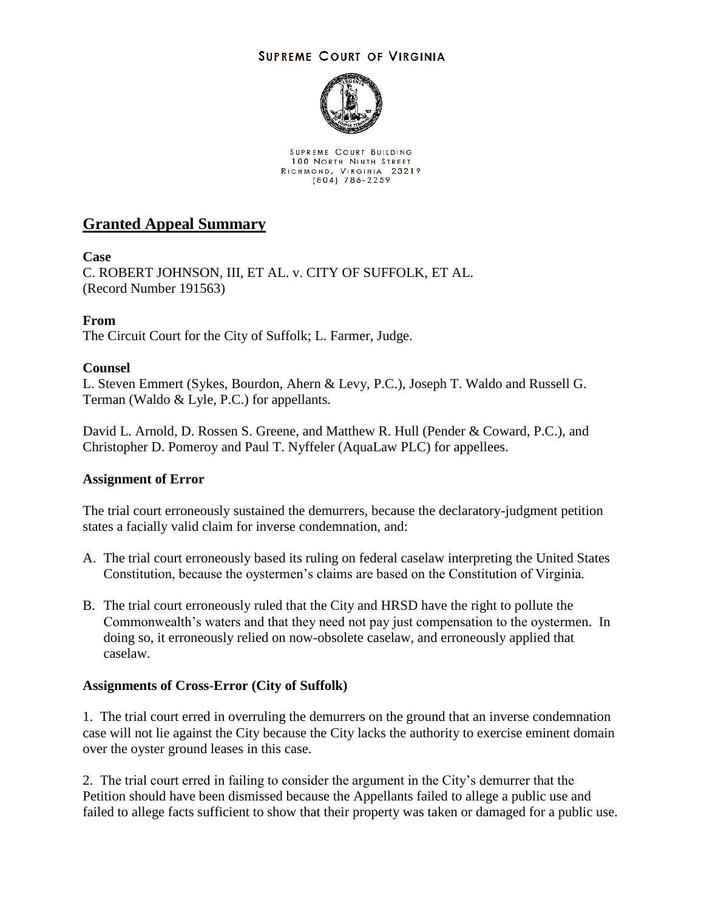SUPREME COURT OF VIRGINIA

SUPREME COURT BUILDING
100 NORTH NINTH STREET
RICHMOND, VIRGINIA 23219
(804) 786-2259

# Granted Appeal Summary

**Case**

C. ROBERT JOHNSON, III, ET AL. v. CITY OF SUFFOLK, ET AL.
(Record Number 191563)

**From**

The Circuit Court for the City of Suffolk; L. Farmer, Judge.

**Counsel**

L. Steven Emmert (Sykes, Bourdon, Ahern & Levy, P.C.), Joseph T. Waldo and Russell G. Terman (Waldo & Lyle, P.C.) for appellants.

David L. Arnold, D. Rossen S. Greene, and Matthew R. Hull (Pender & Coward, P.C.), and Christopher D. Pomeroy and Paul T. Nyffeler (AquaLaw PLC) for appellees.

**Assignment of Error**

The trial court erroneously sustained the demurrers, because the declaratory-judgment petition states a facially valid claim for inverse condemnation, and:

A. The trial court erroneously based its ruling on federal caselaw interpreting the United States Constitution, because the oystermen's claims are based on the Constitution of Virginia.

B. The trial court erroneously ruled that the City and HRSD have the right to pollute the Commonwealth's waters and that they need not pay just compensation to the oystermen. In doing so, it erroneously relied on now-obsolete caselaw, and erroneously applied that caselaw.

**Assignments of Cross-Error (City of Suffolk)**

1. The trial court erred in overruling the demurrers on the ground that an inverse condemnation case will not lie against the City because the City lacks the authority to exercise eminent domain over the oyster ground leases in this case.

2. The trial court erred in failing to consider the argument in the City's demurrer that the Petition should have been dismissed because the Appellants failed to allege a public use and failed to allege facts sufficient to show that their property was taken or damaged for a public use.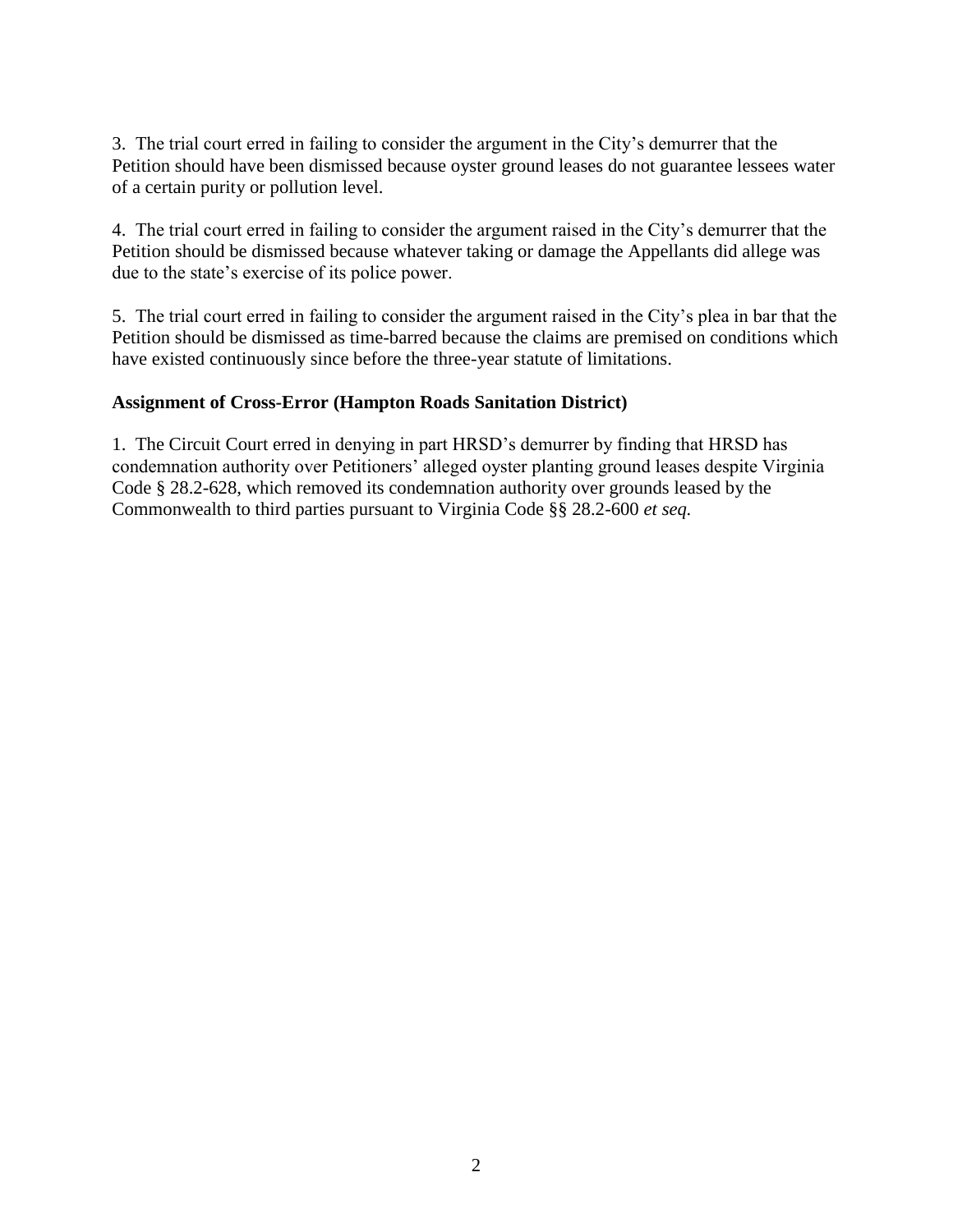3. The trial court erred in failing to consider the argument in the City's demurrer that the Petition should have been dismissed because oyster ground leases do not guarantee lessees water of a certain purity or pollution level.

4. The trial court erred in failing to consider the argument raised in the City's demurrer that the Petition should be dismissed because whatever taking or damage the Appellants did allege was due to the state's exercise of its police power.

5. The trial court erred in failing to consider the argument raised in the City's plea in bar that the Petition should be dismissed as time-barred because the claims are premised on conditions which have existed continuously since before the three-year statute of limitations.

**Assignment of Cross-Error (Hampton Roads Sanitation District)**

1. The Circuit Court erred in denying in part HRSD's demurrer by finding that HRSD has condemnation authority over Petitioners' alleged oyster planting ground leases despite Virginia Code § 28.2-628, which removed its condemnation authority over grounds leased by the Commonwealth to third parties pursuant to Virginia Code §§ 28.2-600 *et seq.*